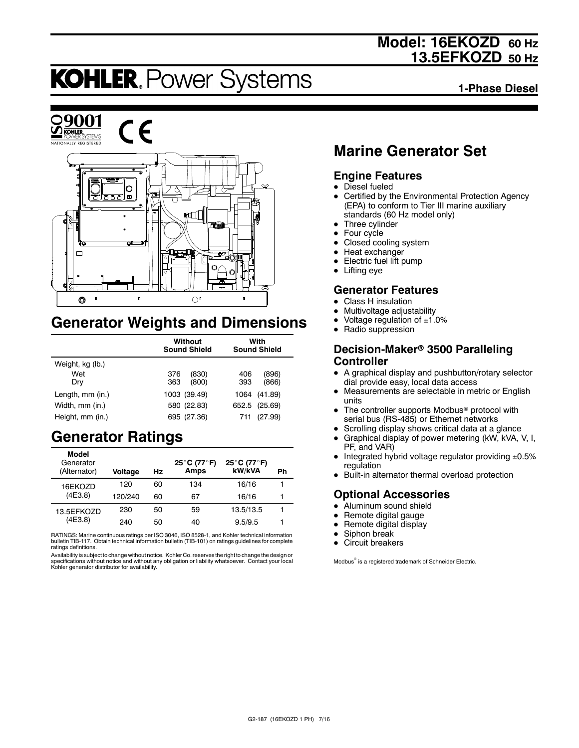# Model: 16EKOZD 60 Hz
# 13.5EFKOZD 50 Hz

**KOHLER.** Power Systems

**1-Phase Diesel**

ISO 9001 KOHLER POWER SYSTEMS NATIONALLY REGISTERED

CE

## Generator Weights and Dimensions

| | Without Sound Shield | With Sound Shield |
|---|---|---|
| Weight, kg (lb.) | | |
| Wet | 376 (830) | 406 (896) |
| Dry | 363 (800) | 393 (866) |
| Length, mm (in.) | 1003 (39.49) | 1064 (41.89) |
| Width, mm (in.) | 580 (22.83) | 652.5 (25.69) |
| Height, mm (in.) | 695 (27.36) | 711 (27.99) |

## Generator Ratings

| Model Generator (Alternator) | Voltage | Hz | 25°C (77°F) Amps | 25°C (77°F) kW/kVA | Ph |
|---|---|---|---|---|---|
| 16EKOZD (4E3.8) | 120 | 60 | 134 | 16/16 | 1 |
| | 120/240 | 60 | 67 | 16/16 | 1 |
| 13.5EFKOZD (4E3.8) | 230 | 50 | 59 | 13.5/13.5 | 1 |
| | 240 | 50 | 40 | 9.5/9.5 | 1 |

RATINGS: Marine continuous ratings per ISO 3046, ISO 8528-1, and Kohler technical information bulletin TIB-117. Obtain technical information bulletin (TIB-101) on ratings guidelines for complete ratings definitions.

Availability is subject to change without notice. Kohler Co. reserves the right to change the design or specifications without notice and without any obligation or liability whatsoever. Contact your local Kohler generator distributor for availability.

## Marine Generator Set

### Engine Features

- Diesel fueled
- Certified by the Environmental Protection Agency (EPA) to conform to Tier III marine auxiliary standards (60 Hz model only)
- Three cylinder
- Four cycle
- Closed cooling system
- Heat exchanger
- Electric fuel lift pump
- Lifting eye

### Generator Features

- Class H insulation
- Multivoltage adjustability
- Voltage regulation of ±1.0%
- Radio suppression

### Decision-Maker® 3500 Paralleling Controller

- A graphical display and pushbutton/rotary selector dial provide easy, local data access
- Measurements are selectable in metric or English units
- The controller supports Modbus® protocol with serial bus (RS-485) or Ethernet networks
- Scrolling display shows critical data at a glance
- Graphical display of power metering (kW, kVA, V, I, PF, and VAR)
- Integrated hybrid voltage regulator providing ±0.5% regulation
- Built-in alternator thermal overload protection

### Optional Accessories

- Aluminum sound shield
- Remote digital gauge
- Remote digital display
- Siphon break
- Circuit breakers

Modbus® is a registered trademark of Schneider Electric.

G2-187 (16EKOZD 1 PH) 7/16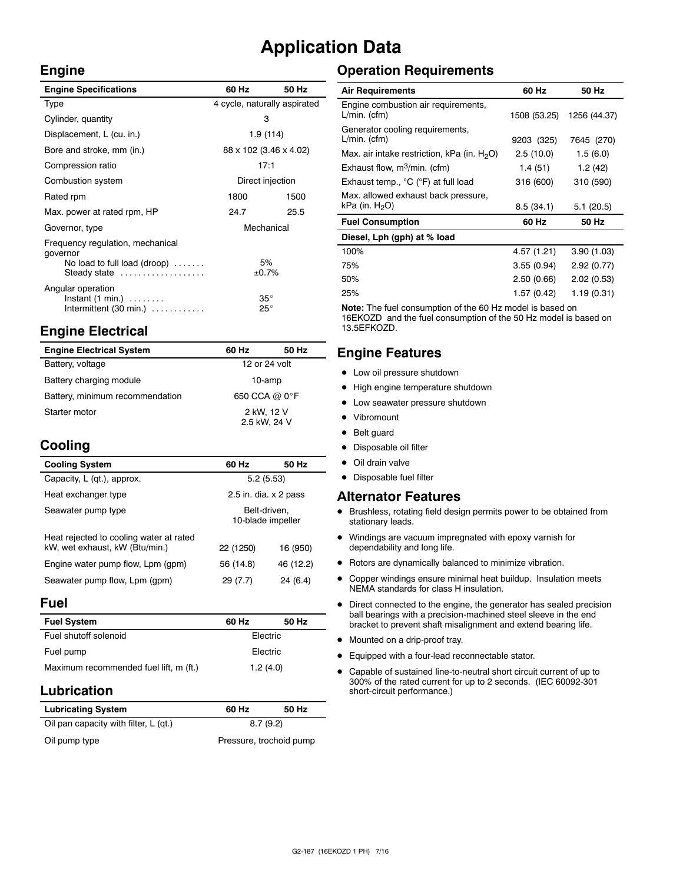# Application Data

## Engine

| Engine Specifications | 60 Hz | 50 Hz |
|---|---|---|
| Type | 4 cycle, naturally aspirated | |
| Cylinder, quantity | 3 | |
| Displacement, L (cu. in.) | 1.9 (114) | |
| Bore and stroke, mm (in.) | 88 x 102 (3.46 x 4.02) | |
| Compression ratio | 17:1 | |
| Combustion system | Direct injection | |
| Rated rpm | 1800 | 1500 |
| Max. power at rated rpm, HP | 24.7 | 25.5 |
| Governor, type | Mechanical | |
| Frequency regulation, mechanical governor | | |
| No load to full load (droop) | 5% | |
| Steady state | ±0.7% | |
| Angular operation | | |
| Instant (1 min.) | 35° | |
| Intermittent (30 min.) | 25° | |

## Engine Electrical

| Engine Electrical System | 60 Hz | 50 Hz |
|---|---|---|
| Battery, voltage | 12 or 24 volt | |
| Battery charging module | 10-amp | |
| Battery, minimum recommendation | 650 CCA @ 0°F | |
| Starter motor | 2 kW, 12 V<br>2.5 kW, 24 V | |

## Cooling

| Cooling System | 60 Hz | 50 Hz |
|---|---|---|
| Capacity, L (qt.), approx. | 5.2 (5.53) | |
| Heat exchanger type | 2.5 in. dia. x 2 pass | |
| Seawater pump type | Belt-driven, 10-blade impeller | |
| Heat rejected to cooling water at rated kW, wet exhaust, kW (Btu/min.) | 22 (1250) | 16 (950) |
| Engine water pump flow, Lpm (gpm) | 56 (14.8) | 46 (12.2) |
| Seawater pump flow, Lpm (gpm) | 29 (7.7) | 24 (6.4) |

## Fuel

| Fuel System | 60 Hz | 50 Hz |
|---|---|---|
| Fuel shutoff solenoid | Electric | |
| Fuel pump | Electric | |
| Maximum recommended fuel lift, m (ft.) | 1.2 (4.0) | |

## Lubrication

| Lubricating System | 60 Hz | 50 Hz |
|---|---|---|
| Oil pan capacity with filter, L (qt.) | 8.7 (9.2) | |
| Oil pump type | Pressure, trochoid pump | |

## Operation Requirements

| Air Requirements | 60 Hz | 50 Hz |
|---|---|---|
| Engine combustion air requirements, L/min. (cfm) | 1508 (53.25) | 1256 (44.37) |
| Generator cooling requirements, L/min. (cfm) | 9203 (325) | 7645 (270) |
| Max. air intake restriction, kPa (in. $H_2O$) | 2.5 (10.0) | 1.5 (6.0) |
| Exhaust flow, $m^3$/min. (cfm) | 1.4 (51) | 1.2 (42) |
| Exhaust temp., °C (°F) at full load | 316 (600) | 310 (590) |
| Max. allowed exhaust back pressure, kPa (in. $H_2O$) | 8.5 (34.1) | 5.1 (20.5) |
| **Fuel Consumption** | **60 Hz** | **50 Hz** |
| **Diesel, Lph (gph) at % load** | | |
| 100% | 4.57 (1.21) | 3.90 (1.03) |
| 75% | 3.55 (0.94) | 2.92 (0.77) |
| 50% | 2.50 (0.66) | 2.02 (0.53) |
| 25% | 1.57 (0.42) | 1.19 (0.31) |

**Note:** The fuel consumption of the 60 Hz model is based on 16EKOZD and the fuel consumption of the 50 Hz model is based on 13.5EFKOZD.

## Engine Features

- Low oil pressure shutdown
- High engine temperature shutdown
- Low seawater pressure shutdown
- Vibromount
- Belt guard
- Disposable oil filter
- Oil drain valve
- Disposable fuel filter

## Alternator Features

- Brushless, rotating field design permits power to be obtained from stationary leads.
- Windings are vacuum impregnated with epoxy varnish for dependability and long life.
- Rotors are dynamically balanced to minimize vibration.
- Copper windings ensure minimal heat buildup. Insulation meets NEMA standards for class H insulation.
- Direct connected to the engine, the generator has sealed precision ball bearings with a precision-machined steel sleeve in the end bracket to prevent shaft misalignment and extend bearing life.
- Mounted on a drip-proof tray.
- Equipped with a four-lead reconnectable stator.
- Capable of sustained line-to-neutral short circuit current of up to 300% of the rated current for up to 2 seconds. (IEC 60092-301 short-circuit performance.)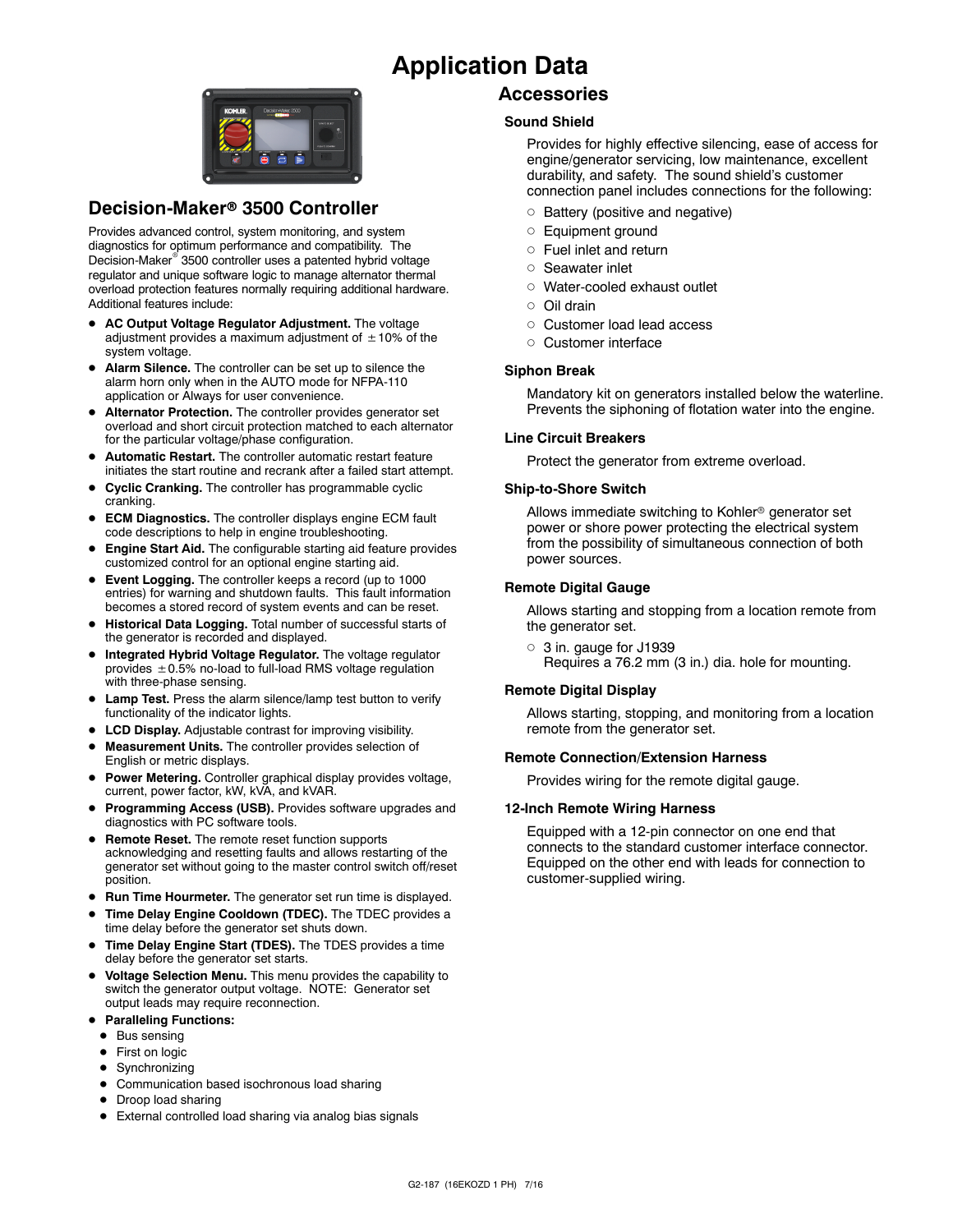# Application Data

## Decision-Maker® 3500 Controller

Provides advanced control, system monitoring, and system diagnostics for optimum performance and compatibility. The Decision-Maker® 3500 controller uses a patented hybrid voltage regulator and unique software logic to manage alternator thermal overload protection features normally requiring additional hardware. Additional features include:

- **AC Output Voltage Regulator Adjustment.** The voltage adjustment provides a maximum adjustment of ±10% of the system voltage.
- **Alarm Silence.** The controller can be set up to silence the alarm horn only when in the AUTO mode for NFPA-110 application or Always for user convenience.
- **Alternator Protection.** The controller provides generator set overload and short circuit protection matched to each alternator for the particular voltage/phase configuration.
- **Automatic Restart.** The controller automatic restart feature initiates the start routine and recrank after a failed start attempt.
- **Cyclic Cranking.** The controller has programmable cyclic cranking.
- **ECM Diagnostics.** The controller displays engine ECM fault code descriptions to help in engine troubleshooting.
- **Engine Start Aid.** The configurable starting aid feature provides customized control for an optional engine starting aid.
- **Event Logging.** The controller keeps a record (up to 1000 entries) for warning and shutdown faults. This fault information becomes a stored record of system events and can be reset.
- **Historical Data Logging.** Total number of successful starts of the generator is recorded and displayed.
- **Integrated Hybrid Voltage Regulator.** The voltage regulator provides ±0.5% no-load to full-load RMS voltage regulation with three-phase sensing.
- **Lamp Test.** Press the alarm silence/lamp test button to verify functionality of the indicator lights.
- **LCD Display.** Adjustable contrast for improving visibility.
- **Measurement Units.** The controller provides selection of English or metric displays.
- **Power Metering.** Controller graphical display provides voltage, current, power factor, kW, kVA, and kVAR.
- **Programming Access (USB).** Provides software upgrades and diagnostics with PC software tools.
- **Remote Reset.** The remote reset function supports acknowledging and resetting faults and allows restarting of the generator set without going to the master control switch off/reset position.
- **Run Time Hourmeter.** The generator set run time is displayed.
- **Time Delay Engine Cooldown (TDEC).** The TDEC provides a time delay before the generator set shuts down.
- **Time Delay Engine Start (TDES).** The TDES provides a time delay before the generator set starts.
- **Voltage Selection Menu.** This menu provides the capability to switch the generator output voltage. NOTE: Generator set output leads may require reconnection.
- **Paralleling Functions:**
  - Bus sensing
  - First on logic
  - Synchronizing
  - Communication based isochronous load sharing
  - Droop load sharing
  - External controlled load sharing via analog bias signals

## Accessories

### Sound Shield

Provides for highly effective silencing, ease of access for engine/generator servicing, low maintenance, excellent durability, and safety. The sound shield's customer connection panel includes connections for the following:

- Battery (positive and negative)
- Equipment ground
- Fuel inlet and return
- Seawater inlet
- Water-cooled exhaust outlet
- Oil drain
- Customer load lead access
- Customer interface

### Siphon Break

Mandatory kit on generators installed below the waterline. Prevents the siphoning of flotation water into the engine.

### Line Circuit Breakers

Protect the generator from extreme overload.

### Ship-to-Shore Switch

Allows immediate switching to Kohler® generator set power or shore power protecting the electrical system from the possibility of simultaneous connection of both power sources.

### Remote Digital Gauge

Allows starting and stopping from a location remote from the generator set.

- 3 in. gauge for J1939
  Requires a 76.2 mm (3 in.) dia. hole for mounting.

### Remote Digital Display

Allows starting, stopping, and monitoring from a location remote from the generator set.

### Remote Connection/Extension Harness

Provides wiring for the remote digital gauge.

### 12-Inch Remote Wiring Harness

Equipped with a 12-pin connector on one end that connects to the standard customer interface connector. Equipped on the other end with leads for connection to customer-supplied wiring.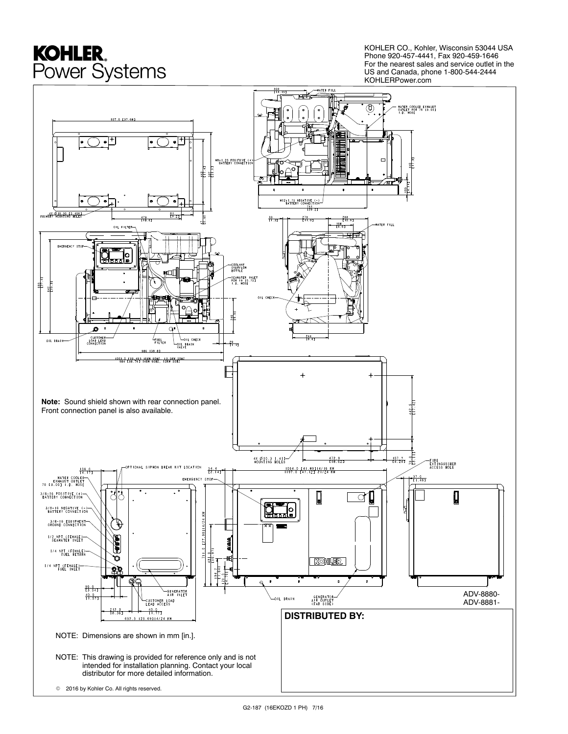**KOHLER.** Power Systems

KOHLER CO., Kohler, Wisconsin 53044 USA
Phone 920-457-4441, Fax 920-459-1646
For the nearest sales and service outlet in the US and Canada, phone 1-800-544-2444
KOHLERPower.com

**Note:** Sound shield shown with rear connection panel. Front connection panel is also available.

ADV-8880-
ADV-8881-

**DISTRIBUTED BY:**

NOTE: Dimensions are shown in mm [in.].

NOTE: This drawing is provided for reference only and is not intended for installation planning. Contact your local distributor for more detailed information.

© 2016 by Kohler Co. All rights reserved.

G2-187 (16EKOZD 1 PH) 7/16